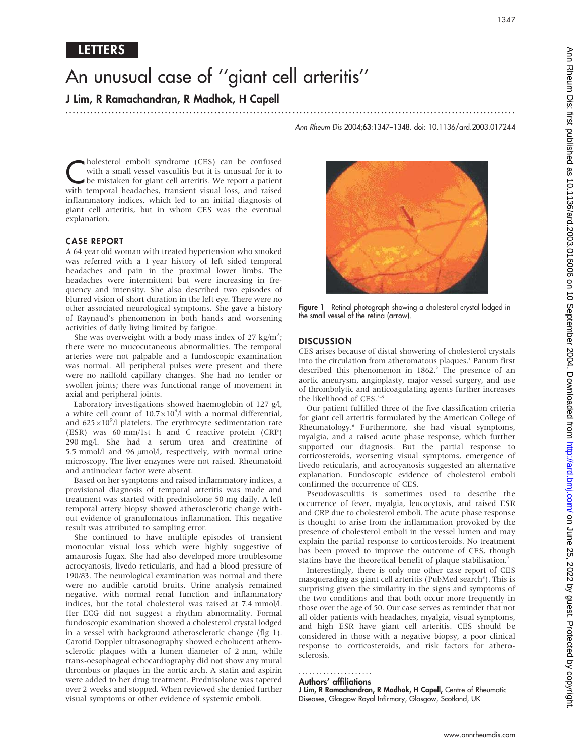LETTERS

# An unusual case of "giant cell arteritis"

**J Lim, R Ramachandran, R Madhok, H Capell**

Cholesterol emboli syndrome (CES) can be confused with a small vessel vasculitis but it is unusual for it to be mistaken for giant cell arteritis. We report a patient with temporal headaches, transient visual loss, and raised inflammatory indices, which led to an initial diagnosis of giant cell arteritis, but in whom CES was the eventual explanation.

## CASE REPORT

A 64 year old woman with treated hypertension who smoked was referred with a 1 year history of left sided temporal headaches and pain in the proximal lower limbs. The headaches were intermittent but were increasing in frequency and intensity. She also described two episodes of blurred vision of short duration in the left eye. There were no other associated neurological symptoms. She gave a history of Raynaud's phenomenon in both hands and worsening activities of daily living limited by fatigue.

She was overweight with a body mass index of 27 kg/m$^2$; there were no mucocutaneous abnormalities. The temporal arteries were not palpable and a fundoscopic examination was normal. All peripheral pulses were present and there were no nailfold capillary changes. She had no tender or swollen joints; there was functional range of movement in axial and peripheral joints.

Laboratory investigations showed haemoglobin of 127 g/l, a white cell count of $10.7\times10^9$/l with a normal differential, and $625\times10^9$/l platelets. The erythrocyte sedimentation rate (ESR) was 60 mm/1st h and C reactive protein (CRP) 290 mg/l. She had a serum urea and creatinine of 5.5 mmol/l and 96 μmol/l, respectively, with normal urine microscopy. The liver enzymes were not raised. Rheumatoid and antinuclear factor were absent.

Based on her symptoms and raised inflammatory indices, a provisional diagnosis of temporal arteritis was made and treatment was started with prednisolone 50 mg daily. A left temporal artery biopsy showed atherosclerotic change without evidence of granulomatous inflammation. This negative result was attributed to sampling error.

She continued to have multiple episodes of transient monocular visual loss which were highly suggestive of amaurosis fugax. She had also developed more troublesome acrocyanosis, livedo reticularis, and had a blood pressure of 190/83. The neurological examination was normal and there were no audible carotid bruits. Urine analysis remained negative, with normal renal function and inflammatory indices, but the total cholesterol was raised at 7.4 mmol/l. Her ECG did not suggest a rhythm abnormality. Formal fundoscopic examination showed a cholesterol crystal lodged in a vessel with background atherosclerotic change (fig 1). Carotid Doppler ultrasonography showed echolucent atherosclerotic plaques with a lumen diameter of 2 mm, while trans-oesophageal echocardiography did not show any mural thrombus or plaques in the aortic arch. A statin and aspirin were added to her drug treatment. Prednisolone was tapered over 2 weeks and stopped. When reviewed she denied further visual symptoms or other evidence of systemic emboli.

**Figure 1** Retinal photograph showing a cholesterol crystal lodged in the small vessel of the retina (arrow).

## DISCUSSION

CES arises because of distal showering of cholesterol crystals into the circulation from atheromatous plaques.[1] Panum first described this phenomenon in 1862.[2] The presence of an aortic aneurysm, angioplasty, major vessel surgery, and use of thrombolytic and anticoagulating agents further increases the likelihood of CES.[3–5]

Our patient fulfilled three of the five classification criteria for giant cell arteritis formulated by the American College of Rheumatology.[6] Furthermore, she had visual symptoms, myalgia, and a raised acute phase response, which further supported our diagnosis. But the partial response to corticosteroids, worsening visual symptoms, emergence of livedo reticularis, and acrocyanosis suggested an alternative explanation. Fundoscopic evidence of cholesterol emboli confirmed the occurrence of CES.

Pseudovasculitis is sometimes used to describe the occurrence of fever, myalgia, leucocytosis, and raised ESR and CRP due to cholesterol emboli. The acute phase response is thought to arise from the inflammation provoked by the presence of cholesterol emboli in the vessel lumen and may explain the partial response to corticosteroids. No treatment has been proved to improve the outcome of CES, though statins have the theoretical benefit of plaque stabilisation.[7]

Interestingly, there is only one other case report of CES masquerading as giant cell arteritis (PubMed search[8]). This is surprising given the similarity in the signs and symptoms of the two conditions and that both occur more frequently in those over the age of 50. Our case serves as reminder that not all older patients with headaches, myalgia, visual symptoms, and high ESR have giant cell arteritis. CES should be considered in those with a negative biopsy, a poor clinical response to corticosteroids, and risk factors for atherosclerosis.

### Authors' affiliations

**J Lim, R Ramachandran, R Madhok, H Capell**, Centre of Rheumatic Diseases, Glasgow Royal Infirmary, Glasgow, Scotland, UK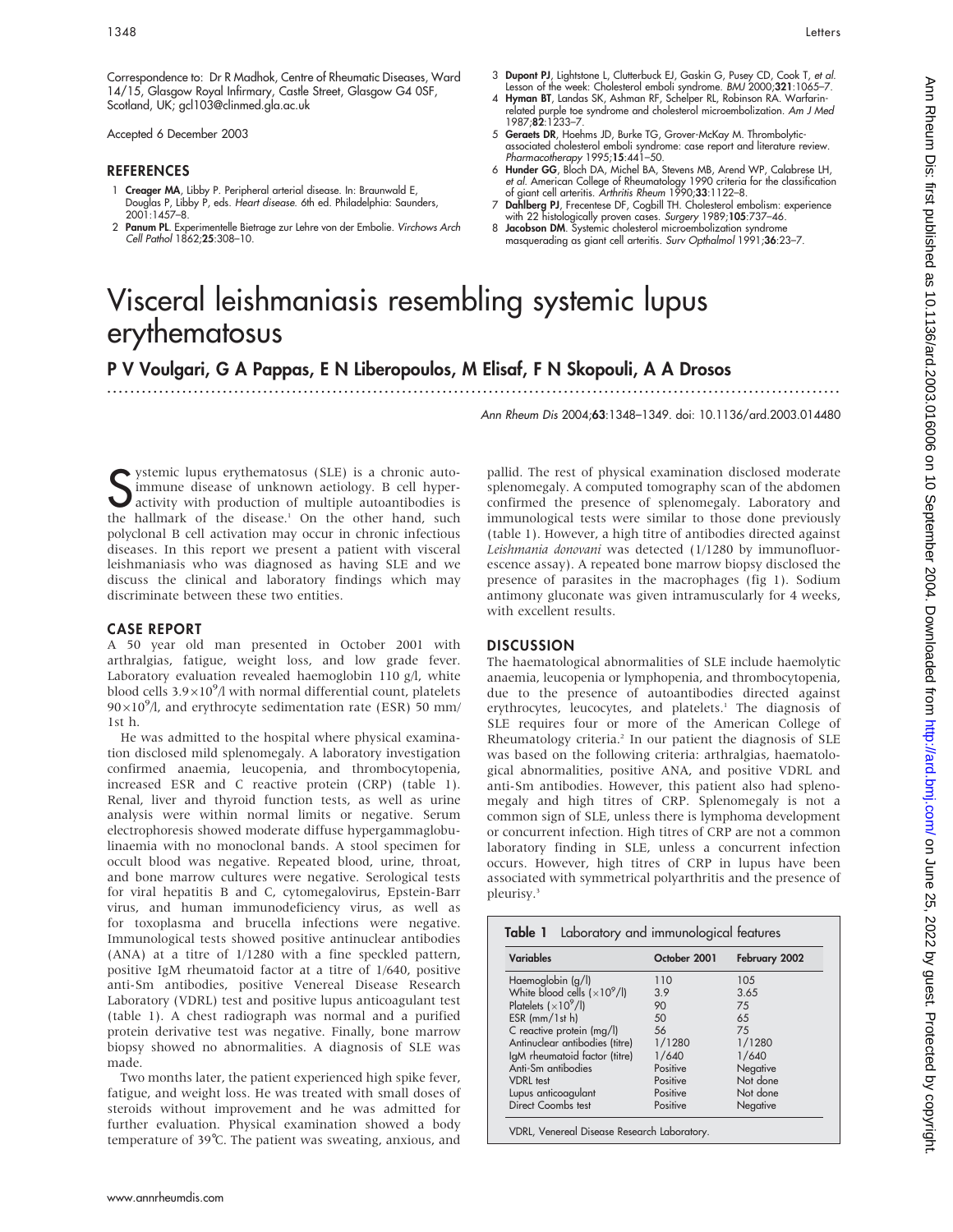Correspondence to: Dr R Madhok, Centre of Rheumatic Diseases, Ward 14/15, Glasgow Royal Infirmary, Castle Street, Glasgow G4 0SF, Scotland, UK; gcl103@clinmed.gla.ac.uk

Accepted 6 December 2003

## REFERENCES

1. **Creager MA**, Libby P. Peripheral arterial disease. In: Braunwald E, Douglas P, Libby P, eds. *Heart disease*. 6th ed. Philadelphia: Saunders, 2001:1457–8.
2. **Panum PL**. Experimentelle Bietrage zur Lehre von der Embolie. *Virchows Arch Cell Pathol* 1862;**25**:308–10.
3. **Dupont PJ**, Lightstone L, Clutterbuck EJ, Gaskin G, Pusey CD, Cook T, *et al*. Lesson of the week: Cholesterol emboli syndrome. *BMJ* 2000;**321**:1065–7.
4. **Hyman BT**, Landas SK, Ashman RF, Schelper RL, Robinson RA. Warfarin-related purple toe syndrome and cholesterol microembolization. *Am J Med* 1987;**82**:1233–7.
5. **Geraets DR**, Hoehms JD, Burke TG, Grover-McKay M. Thrombolytic-associated cholesterol emboli syndrome: case report and literature review. *Pharmacotherapy* 1995;**15**:441–50.
6. **Hunder GG**, Bloch DA, Michel BA, Stevens MB, Arend WP, Calabrese LH, *et al*. American College of Rheumatology 1990 criteria for the classification of giant cell arteritis. *Arthritis Rheum* 1990;**33**:1122–8.
7. **Dahlberg PJ**, Frecentese DF, Cogbill TH. Cholesterol embolism: experience with 22 histologically proven cases. *Surgery* 1989;**105**:737–46.
8. **Jacobson DM**. Systemic cholesterol microembolization syndrome masquerading as giant cell arteritis. *Surv Opthalmol* 1991;**36**:23–7.

# Visceral leishmaniasis resembling systemic lupus erythematosus

**P V Voulgari, G A Pappas, E N Liberopoulos, M Elisaf, F N Skopouli, A A Drosos**

Ann Rheum Dis 2004;63:1348–1349. doi: 10.1136/ard.2003.014480

Systemic lupus erythematosus (SLE) is a chronic autoimmune disease of unknown aetiology. B cell hyperactivity with production of multiple autoantibodies is the hallmark of the disease.[1] On the other hand, such polyclonal B cell activation may occur in chronic infectious diseases. In this report we present a patient with visceral leishmaniasis who was diagnosed as having SLE and we discuss the clinical and laboratory findings which may discriminate between these two entities.

## CASE REPORT

A 50 year old man presented in October 2001 with arthralgias, fatigue, weight loss, and low grade fever. Laboratory evaluation revealed haemoglobin 110 g/l, white blood cells $3.9\times10^9$/l with normal differential count, platelets $90\times10^9$/l, and erythrocyte sedimentation rate (ESR) 50 mm/1st h.

He was admitted to the hospital where physical examination disclosed mild splenomegaly. A laboratory investigation confirmed anaemia, leucopenia, and thrombocytopenia, increased ESR and C reactive protein (CRP) (table 1). Renal, liver and thyroid function tests, as well as urine analysis were within normal limits or negative. Serum electrophoresis showed moderate diffuse hypergammaglobulinaemia with no monoclonal bands. A stool specimen for occult blood was negative. Repeated blood, urine, throat, and bone marrow cultures were negative. Serological tests for viral hepatitis B and C, cytomegalovirus, Epstein-Barr virus, and human immunodeficiency virus, as well as for toxoplasma and brucella infections were negative. Immunological tests showed positive antinuclear antibodies (ANA) at a titre of 1/1280 with a fine speckled pattern, positive IgM rheumatoid factor at a titre of 1/640, positive anti-Sm antibodies, positive Venereal Disease Research Laboratory (VDRL) test and positive lupus anticoagulant test (table 1). A chest radiograph was normal and a purified protein derivative test was negative. Finally, bone marrow biopsy showed no abnormalities. A diagnosis of SLE was made.

Two months later, the patient experienced high spike fever, fatigue, and weight loss. He was treated with small doses of steroids without improvement and he was admitted for further evaluation. Physical examination showed a body temperature of 39°C. The patient was sweating, anxious, and pallid. The rest of physical examination disclosed moderate splenomegaly. A computed tomography scan of the abdomen confirmed the presence of splenomegaly. Laboratory and immunological tests were similar to those done previously (table 1). However, a high titre of antibodies directed against *Leishmania donovani* was detected (1/1280 by immunofluorescence assay). A repeated bone marrow biopsy disclosed the presence of parasites in the macrophages (fig 1). Sodium antimony gluconate was given intramuscularly for 4 weeks, with excellent results.

## DISCUSSION

The haematological abnormalities of SLE include haemolytic anaemia, leucopenia or lymphopenia, and thrombocytopenia, due to the presence of autoantibodies directed against erythrocytes, leucocytes, and platelets.[1] The diagnosis of SLE requires four or more of the American College of Rheumatology criteria.[2] In our patient the diagnosis of SLE was based on the following criteria: arthralgias, haematological abnormalities, positive ANA, and positive VDRL and anti-Sm antibodies. However, this patient also had splenomegaly and high titres of CRP. Splenomegaly is not a common sign of SLE, unless there is lymphoma development or concurrent infection. High titres of CRP are not a common laboratory finding in SLE, unless a concurrent infection occurs. However, high titres of CRP in lupus have been associated with symmetrical polyarthritis and the presence of pleurisy.[3]

**Table 1** Laboratory and immunological features

| Variables | October 2001 | February 2002 |
|---|---|---|
| Haemoglobin (g/l) | 110 | 105 |
| White blood cells ($\times10^9$/l) | 3.9 | 3.65 |
| Platelets ($\times10^9$/l) | 90 | 75 |
| ESR (mm/1st h) | 50 | 65 |
| C reactive protein (mg/l) | 56 | 75 |
| Antinuclear antibodies (titre) | 1/1280 | 1/1280 |
| IgM rheumatoid factor (titre) | 1/640 | 1/640 |
| Anti-Sm antibodies | Positive | Negative |
| VDRL test | Positive | Not done |
| Lupus anticoagulant | Positive | Not done |
| Direct Coombs test | Positive | Negative |

VDRL, Venereal Disease Research Laboratory.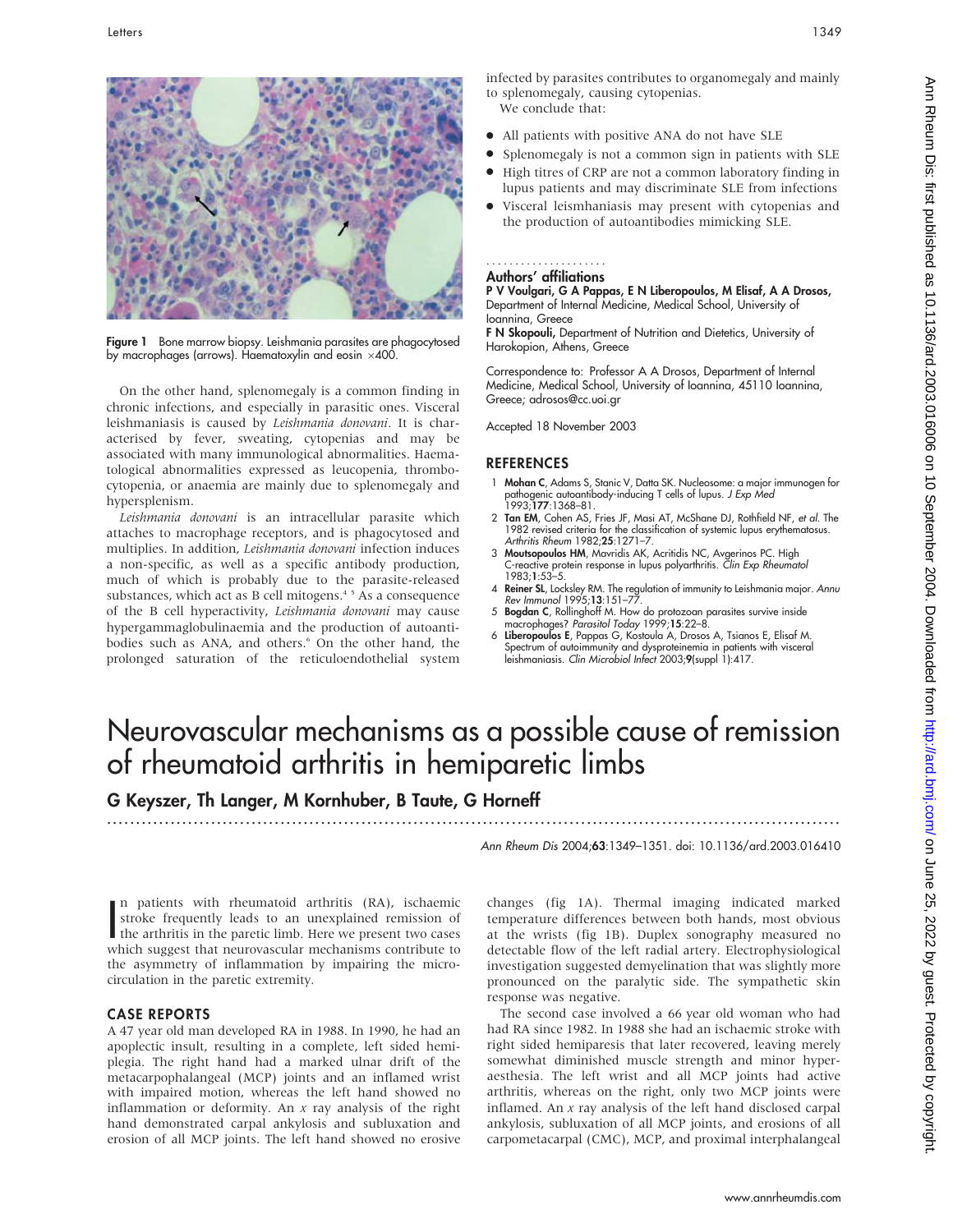Figure 1 Bone marrow biopsy. Leishmania parasites are phagocytosed by macrophages (arrows). Haematoxylin and eosin ×400.

On the other hand, splenomegaly is a common finding in chronic infections, and especially in parasitic ones. Visceral leishmaniasis is caused by *Leishmania donovani*. It is characterised by fever, sweating, cytopenias and may be associated with many immunological abnormalities. Haematological abnormalities expressed as leucopenia, thrombocytopenia, or anaemia are mainly due to splenomegaly and hypersplenism.

*Leishmania donovani* is an intracellular parasite which attaches to macrophage receptors, and is phagocytosed and multiplies. In addition, *Leishmania donovani* infection induces a non-specific, as well as a specific antibody production, much of which is probably due to the parasite-released substances, which act as B cell mitogens.[4 5] As a consequence of the B cell hyperactivity, *Leishmania donovani* may cause hypergammaglobulinaemia and the production of autoantibodies such as ANA, and others.[6] On the other hand, the prolonged saturation of the reticuloendothelial system infected by parasites contributes to organomegaly and mainly to splenomegaly, causing cytopenias.

We conclude that:

- All patients with positive ANA do not have SLE
- Splenomegaly is not a common sign in patients with SLE
- High titres of CRP are not a common laboratory finding in lupus patients and may discriminate SLE from infections
- Visceral leismhaniasis may present with cytopenias and the production of autoantibodies mimicking SLE.

## Authors' affiliations

**P V Voulgari, G A Pappas, E N Liberopoulos, M Elisaf, A A Drosos,** Department of Internal Medicine, Medical School, University of Ioannina, Greece

**F N Skopouli,** Department of Nutrition and Dietetics, University of Harokopion, Athens, Greece

Correspondence to: Professor A A Drosos, Department of Internal Medicine, Medical School, University of Ioannina, 45110 Ioannina, Greece; adrosos@cc.uoi.gr

Accepted 18 November 2003

## REFERENCES

1. **Mohan C**, Adams S, Stanic V, Datta SK. Nucleosome: a major immunogen for pathogenic autoantibody-inducing T cells of lupus. *J Exp Med* 1993;**177**:1368–81.
2. **Tan EM**, Cohen AS, Fries JF, Masi AT, McShane DJ, Rothfield NF, *et al*. The 1982 revised criteria for the classification of systemic lupus erythematosus. *Arthritis Rheum* 1982;**25**:1271–7.
3. **Moutsopoulos HM**, Mavridis AK, Acritidis NC, Avgerinos PC. High C-reactive protein response in lupus polyarthritis. *Clin Exp Rheumatol* 1983;**1**:53–5.
4. **Reiner SL**, Locksley RM. The regulation of immunity to Leishmania major. *Annu Rev Immunol* 1995;**13**:151–77.
5. **Bogdan C**, Rollinghoff M. How do protozoan parasites survive inside macrophages? *Parasitol Today* 1999;**15**:22–8.
6. **Liberopoulos E**, Pappas G, Kostoula A, Drosos A, Tsianos E, Elisaf M. Spectrum of autoimmunity and dysproteinemia in patients with visceral leishmaniasis. *Clin Microbiol Infect* 2003;**9**(suppl 1):417.

# Neurovascular mechanisms as a possible cause of remission of rheumatoid arthritis in hemiparetic limbs

**G Keyszer, Th Langer, M Kornhuber, B Taute, G Horneff**

Ann Rheum Dis 2004;**63**:1349–1351. doi: 10.1136/ard.2003.016410

In patients with rheumatoid arthritis (RA), ischaemic stroke frequently leads to an unexplained remission of the arthritis in the paretic limb. Here we present two cases which suggest that neurovascular mechanisms contribute to the asymmetry of inflammation by impairing the microcirculation in the paretic extremity.

## CASE REPORTS

A 47 year old man developed RA in 1988. In 1990, he had an apoplectic insult, resulting in a complete, left sided hemiplegia. The right hand had a marked ulnar drift of the metacarpophalangeal (MCP) joints and an inflamed wrist with impaired motion, whereas the left hand showed no inflammation or deformity. An *x* ray analysis of the right hand demonstrated carpal ankylosis and subluxation and erosion of all MCP joints. The left hand showed no erosive changes (fig 1A). Thermal imaging indicated marked temperature differences between both hands, most obvious at the wrists (fig 1B). Duplex sonography measured no detectable flow of the left radial artery. Electrophysiological investigation suggested demyelination that was slightly more pronounced on the paralytic side. The sympathetic skin response was negative.

The second case involved a 66 year old woman who had had RA since 1982. In 1988 she had an ischaemic stroke with right sided hemiparesis that later recovered, leaving merely somewhat diminished muscle strength and minor hyperaesthesia. The left wrist and all MCP joints had active arthritis, whereas on the right, only two MCP joints were inflamed. An *x* ray analysis of the left hand disclosed carpal ankylosis, subluxation of all MCP joints, and erosions of all carpometacarpal (CMC), MCP, and proximal interphalangeal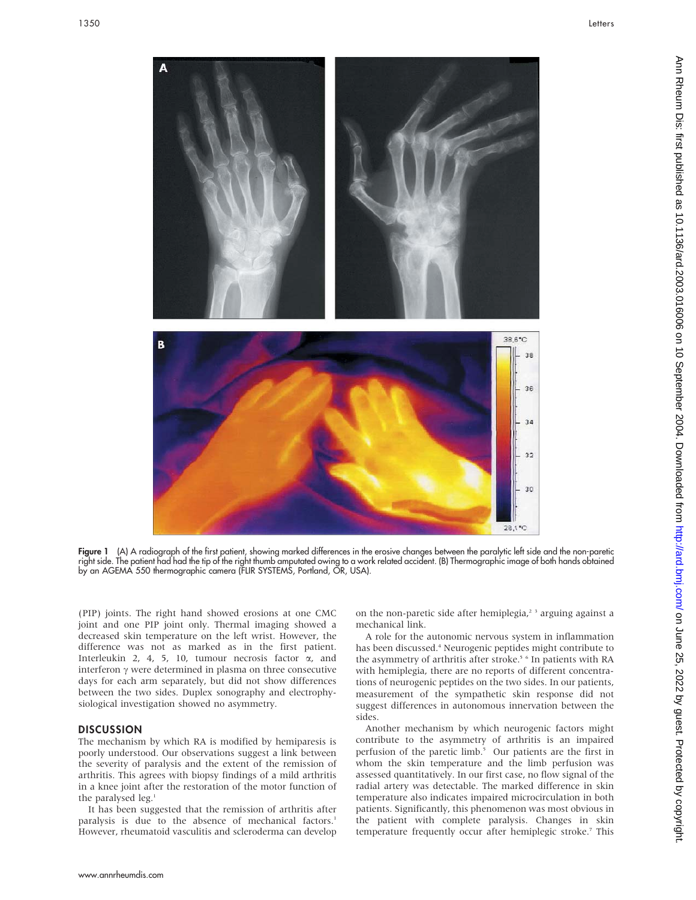Figure 1 (A) A radiograph of the first patient, showing marked differences in the erosive changes between the paralytic left side and the non-paretic right side. The patient had had the tip of the right thumb amputated owing to a work related accident. (B) Thermographic image of both hands obtained by an AGEMA 550 thermographic camera (FLIR SYSTEMS, Portland, OR, USA).

(PIP) joints. The right hand showed erosions at one CMC joint and one PIP joint only. Thermal imaging showed a decreased skin temperature on the left wrist. However, the difference was not as marked as in the first patient. Interleukin 2, 4, 5, 10, tumour necrosis factor α, and interferon γ were determined in plasma on three consecutive days for each arm separately, but did not show differences between the two sides. Duplex sonography and electrophysiological investigation showed no asymmetry.

## DISCUSSION

The mechanism by which RA is modified by hemiparesis is poorly understood. Our observations suggest a link between the severity of paralysis and the extent of the remission of arthritis. This agrees with biopsy findings of a mild arthritis in a knee joint after the restoration of the motor function of the paralysed leg.[1]

It has been suggested that the remission of arthritis after paralysis is due to the absence of mechanical factors.[1] However, rheumatoid vasculitis and scleroderma can develop on the non-paretic side after hemiplegia,[2,3] arguing against a mechanical link.

A role for the autonomic nervous system in inflammation has been discussed.[4] Neurogenic peptides might contribute to the asymmetry of arthritis after stroke.[5,6] In patients with RA with hemiplegia, there are no reports of different concentrations of neurogenic peptides on the two sides. In our patients, measurement of the sympathetic skin response did not suggest differences in autonomous innervation between the sides.

Another mechanism by which neurogenic factors might contribute to the asymmetry of arthritis is an impaired perfusion of the paretic limb.[5] Our patients are the first in whom the skin temperature and the limb perfusion was assessed quantitatively. In our first case, no flow signal of the radial artery was detectable. The marked difference in skin temperature also indicates impaired microcirculation in both patients. Significantly, this phenomenon was most obvious in the patient with complete paralysis. Changes in skin temperature frequently occur after hemiplegic stroke.[7] This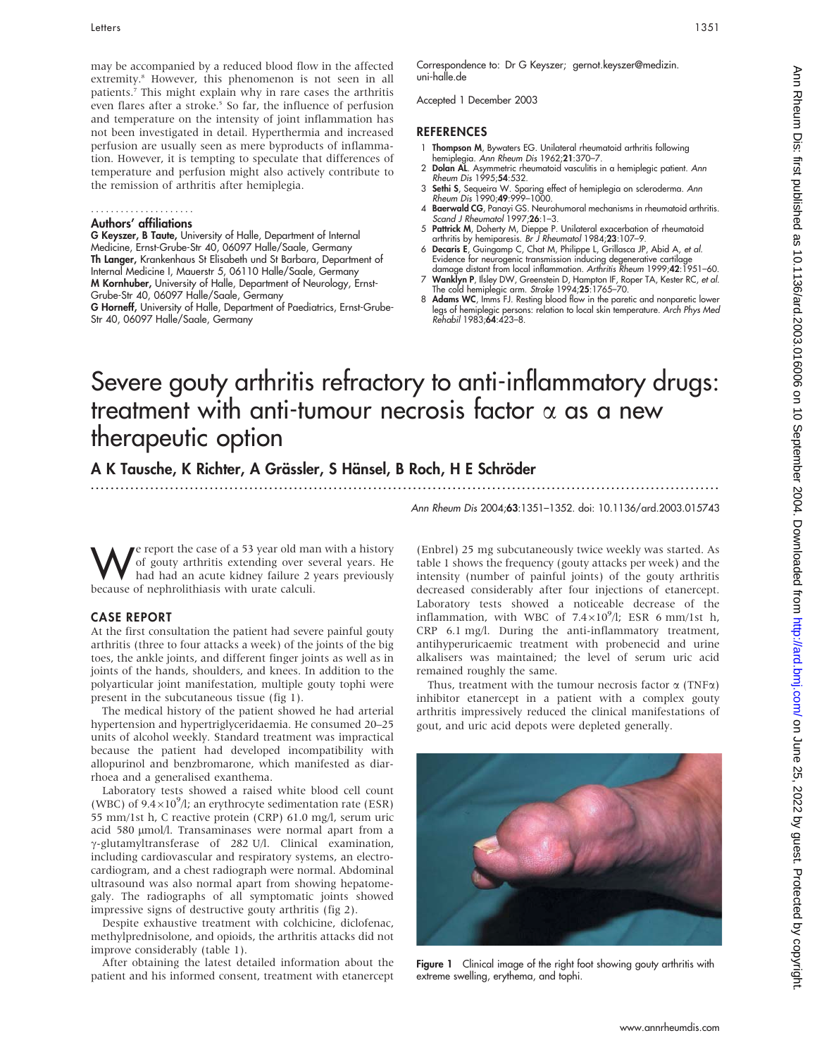may be accompanied by a reduced blood flow in the affected extremity.[8] However, this phenomenon is not seen in all patients.[7] This might explain why in rare cases the arthritis even flares after a stroke.[5] So far, the influence of perfusion and temperature on the intensity of joint inflammation has not been investigated in detail. Hyperthermia and increased perfusion are usually seen as mere byproducts of inflammation. However, it is tempting to speculate that differences of temperature and perfusion might also actively contribute to the remission of arthritis after hemiplegia.

### Authors' affiliations

**G Keyszer, B Taute,** University of Halle, Department of Internal Medicine, Ernst-Grube-Str 40, 06097 Halle/Saale, Germany
**Th Langer,** Krankenhaus St Elisabeth und St Barbara, Department of Internal Medicine I, Mauerstr 5, 06110 Halle/Saale, Germany
**M Kornhuber,** University of Halle, Department of Neurology, Ernst-Grube-Str 40, 06097 Halle/Saale, Germany
**G Horneff,** University of Halle, Department of Paediatrics, Ernst-Grube-Str 40, 06097 Halle/Saale, Germany

Correspondence to: Dr G Keyszer; gernot.keyszer@medizin.uni-halle.de

Accepted 1 December 2003

## REFERENCES

1. **Thompson M**, Bywaters EG. Unilateral rheumatoid arthritis following hemiplegia. *Ann Rheum Dis* 1962;**21**:370–7.
2. **Dolan AL**. Asymmetric rheumatoid vasculitis in a hemiplegic patient. *Ann Rheum Dis* 1995;**54**:532.
3. **Sethi S**, Sequeira W. Sparing effect of hemiplegia on scleroderma. *Ann Rheum Dis* 1990;**49**:999–1000.
4. **Baerwald CG**, Panayi GS. Neurohumoral mechanisms in rheumatoid arthritis. *Scand J Rheumatol* 1997;**26**:1–3.
5. **Pattrick M**, Doherty M, Dieppe P. Unilateral exacerbation of rheumatoid arthritis by hemiparesis. *Br J Rheumatol* 1984;**23**:107–9.
6. **Decaris E**, Guingamp C, Chat M, Philippe L, Grillasca JP, Abid A, *et al.* Evidence for neurogenic transmission inducing degenerative cartilage damage distant from local inflammation. *Arthritis Rheum* 1999;**42**:1951–60.
7. **Wanklyn P**, Ilsley DW, Greenstein D, Hampton IF, Roper TA, Kester RC, *et al.* The cold hemiplegic arm. *Stroke* 1994;**25**:1765–70.
8. **Adams WC**, Imms FJ. Resting blood flow in the paretic and nonparetic lower legs of hemiplegic persons: relation to local skin temperature. *Arch Phys Med Rehabil* 1983;**64**:423–8.

# Severe gouty arthritis refractory to anti-inflammatory drugs: treatment with anti-tumour necrosis factor α as a new therapeutic option

**A K Tausche, K Richter, A Grässler, S Hänsel, B Roch, H E Schröder**

Ann Rheum Dis 2004;63:1351–1352. doi: 10.1136/ard.2003.015743

We report the case of a 53 year old man with a history of gouty arthritis extending over several years. He had had an acute kidney failure 2 years previously because of nephrolithiasis with urate calculi.

## CASE REPORT

At the first consultation the patient had severe painful gouty arthritis (three to four attacks a week) of the joints of the big toes, the ankle joints, and different finger joints as well as in joints of the hands, shoulders, and knees. In addition to the polyarticular joint manifestation, multiple gouty tophi were present in the subcutaneous tissue (fig 1).

The medical history of the patient showed he had arterial hypertension and hypertriglyceridaemia. He consumed 20–25 units of alcohol weekly. Standard treatment was impractical because the patient had developed incompatibility with allopurinol and benzbromarone, which manifested as diarrhoea and a generalised exanthema.

Laboratory tests showed a raised white blood cell count (WBC) of $9.4\times10^9$/l; an erythrocyte sedimentation rate (ESR) 55 mm/1st h, C reactive protein (CRP) 61.0 mg/l, serum uric acid 580 μmol/l. Transaminases were normal apart from a γ-glutamyltransferase of 282 U/l. Clinical examination, including cardiovascular and respiratory systems, an electrocardiogram, and a chest radiograph were normal. Abdominal ultrasound was also normal apart from showing hepatomegaly. The radiographs of all symptomatic joints showed impressive signs of destructive gouty arthritis (fig 2).

Despite exhaustive treatment with colchicine, diclofenac, methylprednisolone, and opioids, the arthritis attacks did not improve considerably (table 1).

After obtaining the latest detailed information about the patient and his informed consent, treatment with etanercept (Enbrel) 25 mg subcutaneously twice weekly was started. As table 1 shows the frequency (gouty attacks per week) and the intensity (number of painful joints) of the gouty arthritis decreased considerably after four injections of etanercept. Laboratory tests showed a noticeable decrease of the inflammation, with WBC of $7.4\times10^9$/l; ESR 6 mm/1st h, CRP 6.1 mg/l. During the anti-inflammatory treatment, antihyperuricaemic treatment with probenecid and urine alkalisers was maintained; the level of serum uric acid remained roughly the same.

Thus, treatment with the tumour necrosis factor α (TNFα) inhibitor etanercept in a patient with a complex gouty arthritis impressively reduced the clinical manifestations of gout, and uric acid depots were depleted generally.

Figure 1 Clinical image of the right foot showing gouty arthritis with extreme swelling, erythema, and tophi.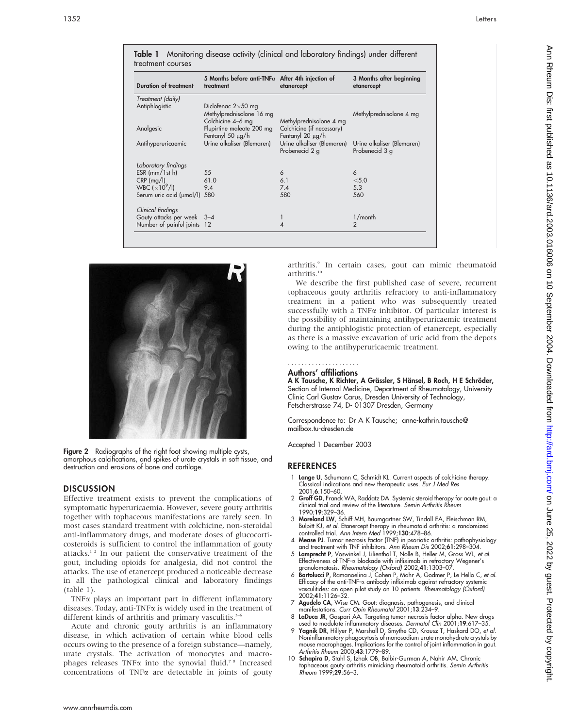**Table 1** Monitoring disease activity (clinical and laboratory findings) under different treatment courses

| Duration of treatment | 5 Months before anti-TNFα treatment | After 4th injection of etanercept | 3 Months after beginning etanercept |
|---|---|---|---|
| *Treatment (daily)* | | | |
| Antiphlogistic | Diclofenac 2×50 mg<br>Methylprednisolone 16 mg<br>Colchicine 4–6 mg | Methylprednisolone 4 mg | Methylprednisolone 4 mg |
| Analgesic | Flupirtine maleate 200 mg<br>Fentanyl 50 μg/h | Colchicine (if necessary)<br>Fentanyl 20 μg/h | |
| Antihyperuricaemic | Urine alkaliser (Blemaren) | Urine alkaliser (Blemaren)<br>Probenecid 2 g | Urine alkaliser (Blemaren)<br>Probenecid 3 g |
| *Laboratory findings* | | | |
| ESR (mm/1st h) | 55 | 6 | 6 |
| CRP (mg/l) | 61.0 | 6.1 | <5.0 |
| WBC ($\times 10^9$/l) | 9.4 | 7.4 | 5.3 |
| Serum uric acid (μmol/l) | 580 | 580 | 560 |
| *Clinical findings* | | | |
| Gouty attacks per week | 3–4 | 1 | 1/month |
| Number of painful joints | 12 | 4 | 2 |

Figure 2 Radiographs of the right foot showing multiple cysts, amorphous calcifications, and spikes of urate crystals in soft tissue, and destruction and erosions of bone and cartilage.

## DISCUSSION

Effective treatment exists to prevent the complications of symptomatic hyperuricaemia. However, severe gouty arthritis together with tophaceous manifestations are rarely seen. In most cases standard treatment with colchicine, non-steroidal anti-inflammatory drugs, and moderate doses of glucocorticosteroids is sufficient to control the inflammation of gouty attacks.[1 2] In our patient the conservative treatment of the gout, including opioids for analgesia, did not control the attacks. The use of etanercept produced a noticeable decrease in all the pathological clinical and laboratory findings (table 1).

TNFα plays an important part in different inflammatory diseases. Today, anti-TNFα is widely used in the treatment of different kinds of arthritis and primary vasculitis.[3–6]

Acute and chronic gouty arthritis is an inflammatory disease, in which activation of certain white blood cells occurs owing to the presence of a foreign substance—namely, urate crystals. The activation of monocytes and macrophages releases TNFα into the synovial fluid.[7 8] Increased concentrations of TNFα are detectable in joints of gouty arthritis.[9] In certain cases, gout can mimic rheumatoid arthritis.[10]

We describe the first published case of severe, recurrent tophaceous gouty arthritis refractory to anti-inflammatory treatment in a patient who was subsequently treated successfully with a TNFα inhibitor. Of particular interest is the possibility of maintaining antihyperuricaemic treatment during the antiphlogistic protection of etanercept, especially as there is a massive excavation of uric acid from the depots owing to the antihyperuricaemic treatment.

### Authors' affiliations

**A K Tausche, K Richter, A Grässler, S Hänsel, B Roch, H E Schröder,** Section of Internal Medicine, Department of Rheumatology, University Clinic Carl Gustav Carus, Dresden University of Technology, Fetscherstrasse 74, D- 01307 Dresden, Germany

Correspondence to: Dr A K Tausche; anne-kathrin.tausche@mailbox.tu-dresden.de

Accepted 1 December 2003

## REFERENCES

1. **Lange U**, Schumann C, Schmidt KL. Current aspects of colchicine therapy. Classical indications and new therapeutic uses. *Eur J Med Res* 2001;**6**:150–60.
2. **Groff GD**, Franck WA, Raddatz DA. Systemic steroid therapy for acute gout: a clinical trial and review of the literature. *Semin Arthritis Rheum* 1990;**19**:329–36.
3. **Moreland LW**, Schiff MH, Baumgartner SW, Tindall EA, Fleischman RM, Bulpitt KJ, *et al*. Etanercept therapy in rheumatoid arthritis: a randomized controlled trial. *Ann Intern Med* 1999;**130**:478–86.
4. **Mease PJ**. Tumor necrosis factor (TNF) in psoriatic arthritis: pathophysiology and treatment with TNF inhibitors. *Ann Rheum Dis* 2002;**61**:298–304.
5. **Lamprecht P**, Voswinkel J, Lilienthal T, Nolle B, Heller M, Gross WL, *et al*. Effectiveness of TNF-α blockade with infliximab in refractory Wegener's granulomatosis. *Rheumatology (Oxford)* 2002;**41**:1303–07.
6. **Bartolucci P**, Ramanoelina J, Cohen P, Mahr A, Godmer P, Le Hello C, *et al*. Efficacy of the anti-TNF-α antibody infliximab against refractory systemic vasculitides: an open pilot study on 10 patients. *Rheumatology (Oxford)* 2002;**41**:1126–32.
7. **Agudelo CA**, Wise CM. Gout: diagnosis, pathogenesis, and clinical manifestations. *Curr Opin Rheumatol* 2001;**13**:234–9.
8. **LaDuca JR**, Gaspari AA. Targeting tumor necrosis factor alpha. New drugs used to modulate inflammatory diseases. *Dermatol Clin* 2001;**19**:617–35.
9. **Yagnik DR**, Hillyer P, Marshall D, Smythe CD, Krausz T, Haskard DO, *et al*. Noninflammatory phagocytosis of monosodium urate monohydrate crystals by mouse macrophages. Implications for the control of joint inflammation in gout. *Arthritis Rheum* 2000;**43**:1779–89.
10. **Schapira D**, Stahl S, Izhak OB, Balbir-Gurman A, Nahir AM. Chronic tophaceous gouty arthritis mimicking rheumatoid arthritis. *Semin Arthritis Rheum* 1999;**29**:56–3.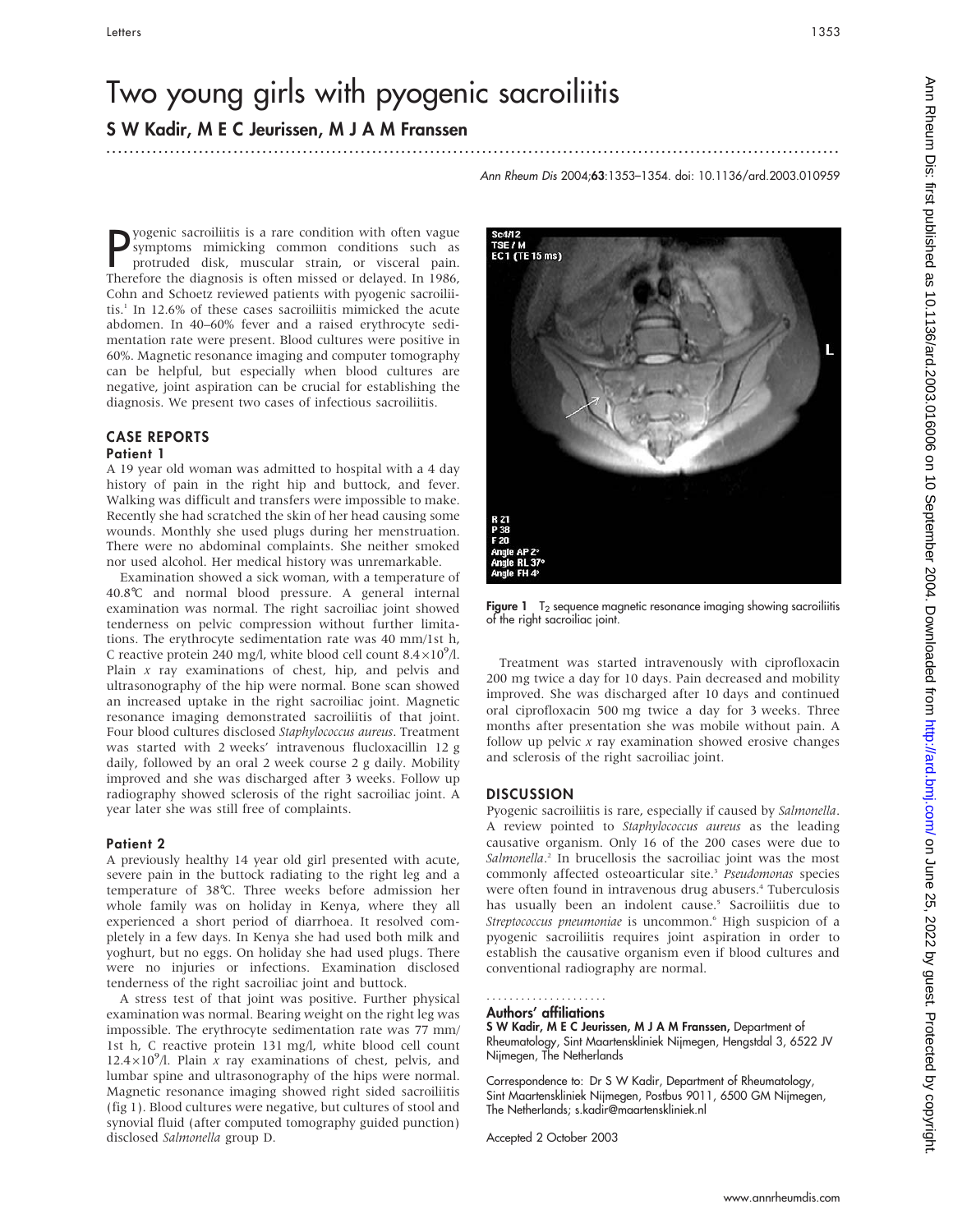# Two young girls with pyogenic sacroiliitis

**S W Kadir, M E C Jeurissen, M J A M Franssen**

Pyogenic sacroiliitis is a rare condition with often vague symptoms mimicking common conditions such as protruded disk, muscular strain, or visceral pain. Therefore the diagnosis is often missed or delayed. In 1986, Cohn and Schoetz reviewed patients with pyogenic sacroiliitis.[1] In 12.6% of these cases sacroiliitis mimicked the acute abdomen. In 40–60% fever and a raised erythrocyte sedimentation rate were present. Blood cultures were positive in 60%. Magnetic resonance imaging and computer tomography can be helpful, but especially when blood cultures are negative, joint aspiration can be crucial for establishing the diagnosis. We present two cases of infectious sacroiliitis.

## CASE REPORTS

### Patient 1

A 19 year old woman was admitted to hospital with a 4 day history of pain in the right hip and buttock, and fever. Walking was difficult and transfers were impossible to make. Recently she had scratched the skin of her head causing some wounds. Monthly she used plugs during her menstruation. There were no abdominal complaints. She neither smoked nor used alcohol. Her medical history was unremarkable.

Examination showed a sick woman, with a temperature of 40.8℃ and normal blood pressure. A general internal examination was normal. The right sacroiliac joint showed tenderness on pelvic compression without further limitations. The erythrocyte sedimentation rate was 40 mm/1st h, C reactive protein 240 mg/l, white blood cell count $8.4\times10^9$/l. Plain *x* ray examinations of chest, hip, and pelvis and ultrasonography of the hip were normal. Bone scan showed an increased uptake in the right sacroiliac joint. Magnetic resonance imaging demonstrated sacroiliitis of that joint. Four blood cultures disclosed *Staphylococcus aureus*. Treatment was started with 2 weeks' intravenous flucloxacillin 12 g daily, followed by an oral 2 week course 2 g daily. Mobility improved and she was discharged after 3 weeks. Follow up radiography showed sclerosis of the right sacroiliac joint. A year later she was still free of complaints.

### Patient 2

A previously healthy 14 year old girl presented with acute, severe pain in the buttock radiating to the right leg and a temperature of 38℃. Three weeks before admission her whole family was on holiday in Kenya, where they all experienced a short period of diarrhoea. It resolved completely in a few days. In Kenya she had used both milk and yoghurt, but no eggs. On holiday she had used plugs. There were no injuries or infections. Examination disclosed tenderness of the right sacroiliac joint and buttock.

A stress test of that joint was positive. Further physical examination was normal. Bearing weight on the right leg was impossible. The erythrocyte sedimentation rate was 77 mm/1st h, C reactive protein 131 mg/l, white blood cell count $12.4\times10^9$/l. Plain *x* ray examinations of chest, pelvis, and lumbar spine and ultrasonography of the hips were normal. Magnetic resonance imaging showed right sided sacroiliitis (fig 1). Blood cultures were negative, but cultures of stool and synovial fluid (after computed tomography guided punction) disclosed *Salmonella* group D.

**Figure 1** $T_2$ sequence magnetic resonance imaging showing sacroiliitis of the right sacroiliac joint.

Treatment was started intravenously with ciprofloxacin 200 mg twice a day for 10 days. Pain decreased and mobility improved. She was discharged after 10 days and continued oral ciprofloxacin 500 mg twice a day for 3 weeks. Three months after presentation she was mobile without pain. A follow up pelvic *x* ray examination showed erosive changes and sclerosis of the right sacroiliac joint.

## DISCUSSION

Pyogenic sacroiliitis is rare, especially if caused by *Salmonella*. A review pointed to *Staphylococcus aureus* as the leading causative organism. Only 16 of the 200 cases were due to *Salmonella*.[2] In brucellosis the sacroiliac joint was the most commonly affected osteoarticular site.[3] *Pseudomonas* species were often found in intravenous drug abusers.[4] Tuberculosis has usually been an indolent cause.[5] Sacroiliitis due to *Streptococcus pneumoniae* is uncommon.[6] High suspicion of a pyogenic sacroiliitis requires joint aspiration in order to establish the causative organism even if blood cultures and conventional radiography are normal.

### Authors' affiliations

**S W Kadir, M E C Jeurissen, M J A M Franssen,** Department of Rheumatology, Sint Maartenskliniek Nijmegen, Hengstdal 3, 6522 JV Nijmegen, The Netherlands

Correspondence to: Dr S W Kadir, Department of Rheumatology, Sint Maartenskliniek Nijmegen, Postbus 9011, 6500 GM Nijmegen, The Netherlands; s.kadir@maartenskliniek.nl

Accepted 2 October 2003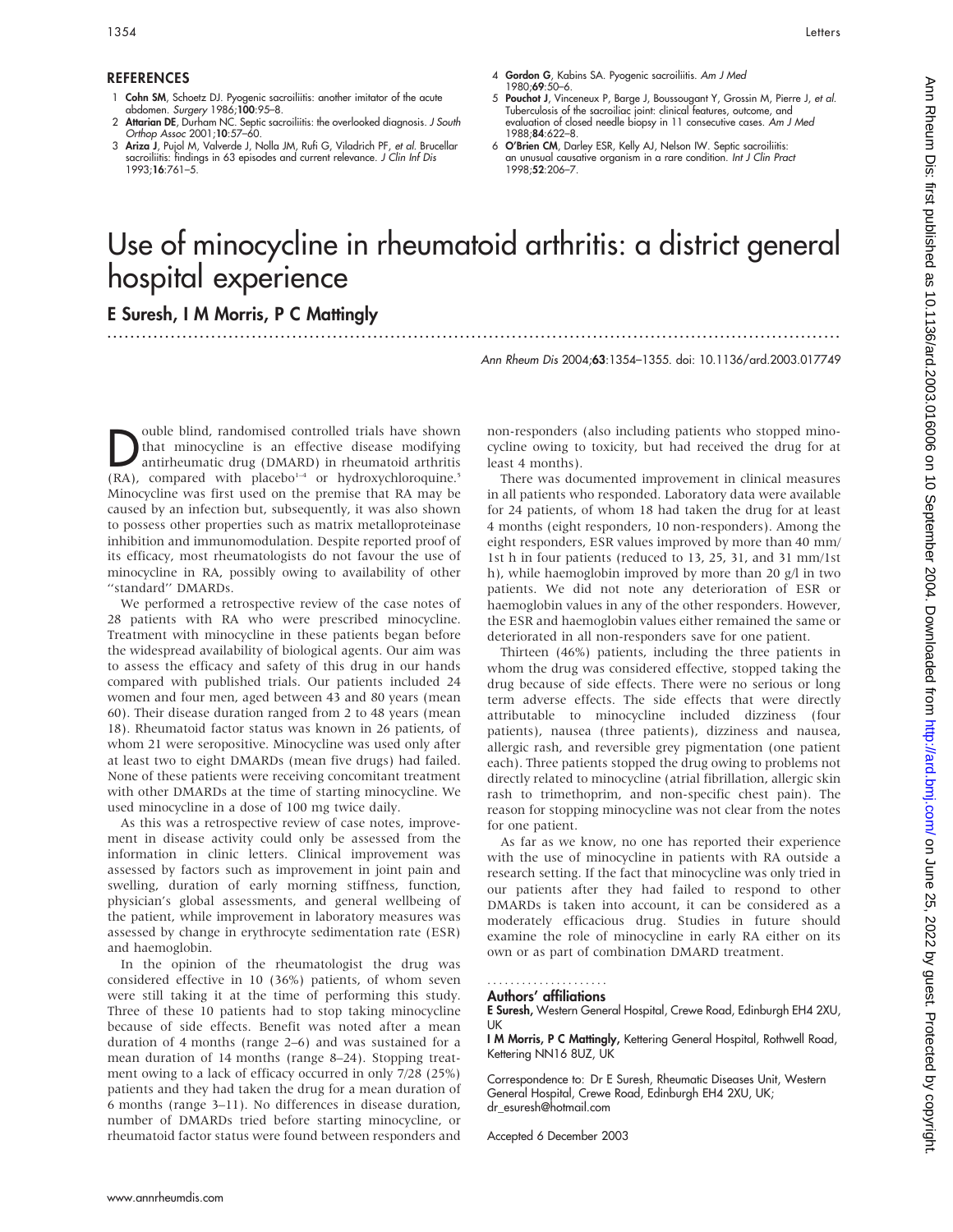## REFERENCES

1. **Cohn SM**, Schoetz DJ. Pyogenic sacroiliitis: another imitator of the acute abdomen. *Surgery* 1986;**100**:95–8.
2. **Attarian DE**, Durham NC. Septic sacroiliitis: the overlooked diagnosis. *J South Orthop Assoc* 2001;**10**:57–60.
3. **Ariza J**, Pujol M, Valverde J, Nolla JM, Rufi G, Viladrich PF, *et al*. Brucellar sacroiliitis: findings in 63 episodes and current relevance. *J Clin Inf Dis* 1993;**16**:761–5.
4. **Gordon G**, Kabins SA. Pyogenic sacroiliitis. *Am J Med* 1980;**69**:50–6.
5. **Pouchot J**, Vinceneux P, Barge J, Boussougant Y, Grossin M, Pierre J, *et al*. Tuberculosis of the sacroiliac joint: clinical features, outcome, and evaluation of closed needle biopsy in 11 consecutive cases. *Am J Med* 1988;**84**:622–8.
6. **O'Brien CM**, Darley ESR, Kelly AJ, Nelson IW. Septic sacroiliitis: an unusual causative organism in a rare condition. *Int J Clin Pract* 1998;**52**:206–7.

# Use of minocycline in rheumatoid arthritis: a district general hospital experience

**E Suresh, I M Morris, P C Mattingly**

Ann Rheum Dis 2004;**63**:1354–1355. doi: 10.1136/ard.2003.017749

Double blind, randomised controlled trials have shown that minocycline is an effective disease modifying antirheumatic drug (DMARD) in rheumatoid arthritis (RA), compared with placebo[1–4] or hydroxychloroquine.[5] Minocycline was first used on the premise that RA may be caused by an infection but, subsequently, it was also shown to possess other properties such as matrix metalloproteinase inhibition and immunomodulation. Despite reported proof of its efficacy, most rheumatologists do not favour the use of minocycline in RA, possibly owing to availability of other "standard" DMARDs.

We performed a retrospective review of the case notes of 28 patients with RA who were prescribed minocycline. Treatment with minocycline in these patients began before the widespread availability of biological agents. Our aim was to assess the efficacy and safety of this drug in our hands compared with published trials. Our patients included 24 women and four men, aged between 43 and 80 years (mean 60). Their disease duration ranged from 2 to 48 years (mean 18). Rheumatoid factor status was known in 26 patients, of whom 21 were seropositive. Minocycline was used only after at least two to eight DMARDs (mean five drugs) had failed. None of these patients were receiving concomitant treatment with other DMARDs at the time of starting minocycline. We used minocycline in a dose of 100 mg twice daily.

As this was a retrospective review of case notes, improvement in disease activity could only be assessed from the information in clinic letters. Clinical improvement was assessed by factors such as improvement in joint pain and swelling, duration of early morning stiffness, function, physician's global assessments, and general wellbeing of the patient, while improvement in laboratory measures was assessed by change in erythrocyte sedimentation rate (ESR) and haemoglobin.

In the opinion of the rheumatologist the drug was considered effective in 10 (36%) patients, of whom seven were still taking it at the time of performing this study. Three of these 10 patients had to stop taking minocycline because of side effects. Benefit was noted after a mean duration of 4 months (range 2–6) and was sustained for a mean duration of 14 months (range 8–24). Stopping treatment owing to a lack of efficacy occurred in only 7/28 (25%) patients and they had taken the drug for a mean duration of 6 months (range 3–11). No differences in disease duration, number of DMARDs tried before starting minocycline, or rheumatoid factor status were found between responders and non-responders (also including patients who stopped minocycline owing to toxicity, but had received the drug for at least 4 months).

There was documented improvement in clinical measures in all patients who responded. Laboratory data were available for 24 patients, of whom 18 had taken the drug for at least 4 months (eight responders, 10 non-responders). Among the eight responders, ESR values improved by more than 40 mm/1st h in four patients (reduced to 13, 25, 31, and 31 mm/1st h), while haemoglobin improved by more than 20 g/l in two patients. We did not note any deterioration of ESR or haemoglobin values in any of the other responders. However, the ESR and haemoglobin values either remained the same or deteriorated in all non-responders save for one patient.

Thirteen (46%) patients, including the three patients in whom the drug was considered effective, stopped taking the drug because of side effects. There were no serious or long term adverse effects. The side effects that were directly attributable to minocycline included dizziness (four patients), nausea (three patients), dizziness and nausea, allergic rash, and reversible grey pigmentation (one patient each). Three patients stopped the drug owing to problems not directly related to minocycline (atrial fibrillation, allergic skin rash to trimethoprim, and non-specific chest pain). The reason for stopping minocycline was not clear from the notes for one patient.

As far as we know, no one has reported their experience with the use of minocycline in patients with RA outside a research setting. If the fact that minocycline was only tried in our patients after they had failed to respond to other DMARDs is taken into account, it can be considered as a moderately efficacious drug. Studies in future should examine the role of minocycline in early RA either on its own or as part of combination DMARD treatment.

### Authors' affiliations

**E Suresh,** Western General Hospital, Crewe Road, Edinburgh EH4 2XU, UK

**I M Morris, P C Mattingly,** Kettering General Hospital, Rothwell Road, Kettering NN16 8UZ, UK

Correspondence to: Dr E Suresh, Rheumatic Diseases Unit, Western General Hospital, Crewe Road, Edinburgh EH4 2XU, UK; dr_esuresh@hotmail.com

Accepted 6 December 2003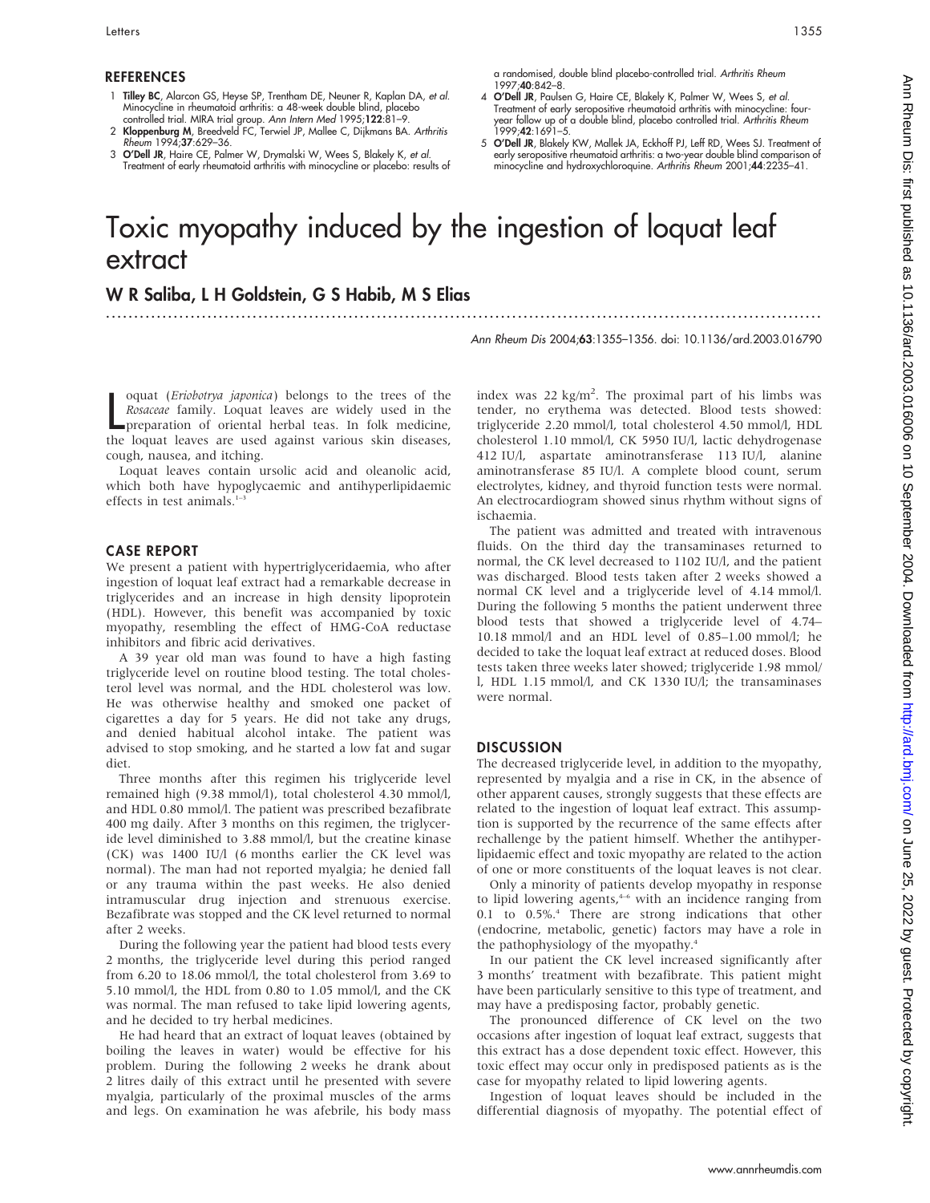## REFERENCES

1 **Tilley BC**, Alarcon GS, Heyse SP, Trentham DE, Neuner R, Kaplan DA, *et al*. Minocycline in rheumatoid arthritis: a 48-week double blind, placebo controlled trial. MIRA trial group. *Ann Intern Med* 1995;**122**:81–9.
2 **Kloppenburg M**, Breedveld FC, Terwiel JP, Mallee C, Dijkmans BA. *Arthritis Rheum* 1994;**37**:629–36.
3 **O'Dell JR**, Haire CE, Palmer W, Drymalski W, Wees S, Blakely K, *et al*. Treatment of early rheumatoid arthritis with minocycline or placebo: results of a randomised, double blind placebo-controlled trial. *Arthritis Rheum* 1997;**40**:842–8.
4 **O'Dell JR**, Paulsen G, Haire CE, Blakely K, Palmer W, Wees S, *et al*. Treatment of early seropositive rheumatoid arthritis with minocycline: four-year follow up of a double blind, placebo controlled trial. *Arthritis Rheum* 1999;**42**:1691–5.
5 **O'Dell JR**, Blakely KW, Mallek JA, Eckhoff PJ, Leff RD, Wees SJ. Treatment of early seropositive rheumatoid arthritis: a two-year double blind comparison of minocycline and hydroxychloroquine. *Arthritis Rheum* 2001;**44**:2235–41.

# Toxic myopathy induced by the ingestion of loquat leaf extract

**W R Saliba, L H Goldstein, G S Habib, M S Elias**

*Ann Rheum Dis* 2004;**63**:1355–1356. doi: 10.1136/ard.2003.016790

Loquat (*Eriobotrya japonica*) belongs to the trees of the *Rosaceae* family. Loquat leaves are widely used in the preparation of oriental herbal teas. In folk medicine, the loquat leaves are used against various skin diseases, cough, nausea, and itching.

Loquat leaves contain ursolic acid and oleanolic acid, which both have hypoglycaemic and antihyperlipidaemic effects in test animals.[1–3]

## CASE REPORT

We present a patient with hypertriglyceridaemia, who after ingestion of loquat leaf extract had a remarkable decrease in triglycerides and an increase in high density lipoprotein (HDL). However, this benefit was accompanied by toxic myopathy, resembling the effect of HMG-CoA reductase inhibitors and fibric acid derivatives.

A 39 year old man was found to have a high fasting triglyceride level on routine blood testing. The total cholesterol level was normal, and the HDL cholesterol was low. He was otherwise healthy and smoked one packet of cigarettes a day for 5 years. He did not take any drugs, and denied habitual alcohol intake. The patient was advised to stop smoking, and he started a low fat and sugar diet.

Three months after this regimen his triglyceride level remained high (9.38 mmol/l), total cholesterol 4.30 mmol/l, and HDL 0.80 mmol/l. The patient was prescribed bezafibrate 400 mg daily. After 3 months on this regimen, the triglyceride level diminished to 3.88 mmol/l, but the creatine kinase (CK) was 1400 IU/l (6 months earlier the CK level was normal). The man had not reported myalgia; he denied fall or any trauma within the past weeks. He also denied intramuscular drug injection and strenuous exercise. Bezafibrate was stopped and the CK level returned to normal after 2 weeks.

During the following year the patient had blood tests every 2 months, the triglyceride level during this period ranged from 6.20 to 18.06 mmol/l, the total cholesterol from 3.69 to 5.10 mmol/l, the HDL from 0.80 to 1.05 mmol/l, and the CK was normal. The man refused to take lipid lowering agents, and he decided to try herbal medicines.

He had heard that an extract of loquat leaves (obtained by boiling the leaves in water) would be effective for his problem. During the following 2 weeks he drank about 2 litres daily of this extract until he presented with severe myalgia, particularly of the proximal muscles of the arms and legs. On examination he was afebrile, his body mass index was 22 kg/m$^2$. The proximal part of his limbs was tender, no erythema was detected. Blood tests showed: triglyceride 2.20 mmol/l, total cholesterol 4.50 mmol/l, HDL cholesterol 1.10 mmol/l, CK 5950 IU/l, lactic dehydrogenase 412 IU/l, aspartate aminotransferase 113 IU/l, alanine aminotransferase 85 IU/l. A complete blood count, serum electrolytes, kidney, and thyroid function tests were normal. An electrocardiogram showed sinus rhythm without signs of ischaemia.

The patient was admitted and treated with intravenous fluids. On the third day the transaminases returned to normal, the CK level decreased to 1102 IU/l, and the patient was discharged. Blood tests taken after 2 weeks showed a normal CK level and a triglyceride level of 4.14 mmol/l. During the following 5 months the patient underwent three blood tests that showed a triglyceride level of 4.74–10.18 mmol/l and an HDL level of 0.85–1.00 mmol/l; he decided to take the loquat leaf extract at reduced doses. Blood tests taken three weeks later showed; triglyceride 1.98 mmol/l, HDL 1.15 mmol/l, and CK 1330 IU/l; the transaminases were normal.

## DISCUSSION

The decreased triglyceride level, in addition to the myopathy, represented by myalgia and a rise in CK, in the absence of other apparent causes, strongly suggests that these effects are related to the ingestion of loquat leaf extract. This assumption is supported by the recurrence of the same effects after rechallenge by the patient himself. Whether the antihyperlipidaemic effect and toxic myopathy are related to the action of one or more constituents of the loquat leaves is not clear.

Only a minority of patients develop myopathy in response to lipid lowering agents,[4–6] with an incidence ranging from 0.1 to 0.5%.[4] There are strong indications that other (endocrine, metabolic, genetic) factors may have a role in the pathophysiology of the myopathy.[4]

In our patient the CK level increased significantly after 3 months' treatment with bezafibrate. This patient might have been particularly sensitive to this type of treatment, and may have a predisposing factor, probably genetic.

The pronounced difference of CK level on the two occasions after ingestion of loquat leaf extract, suggests that this extract has a dose dependent toxic effect. However, this toxic effect may occur only in predisposed patients as is the case for myopathy related to lipid lowering agents.

Ingestion of loquat leaves should be included in the differential diagnosis of myopathy. The potential effect of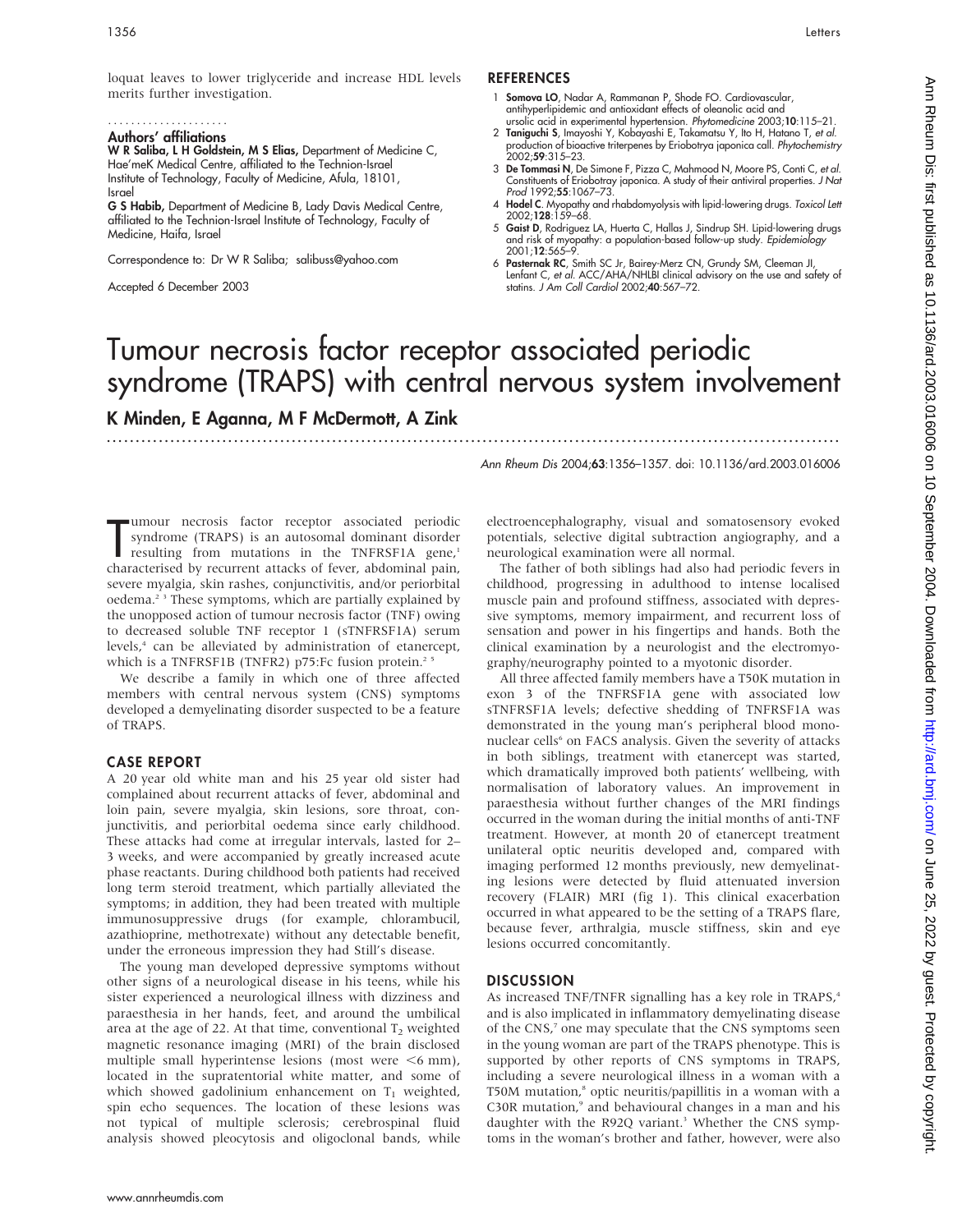loquat leaves to lower triglyceride and increase HDL levels merits further investigation.

### Authors' affiliations

**W R Saliba, L H Goldstein, M S Elias,** Department of Medicine C, Hae'meK Medical Centre, affiliated to the Technion-Israel Institute of Technology, Faculty of Medicine, Afula, 18101, Israel

**G S Habib,** Department of Medicine B, Lady Davis Medical Centre, affiliated to the Technion-Israel Institute of Technology, Faculty of Medicine, Haifa, Israel

Correspondence to: Dr W R Saliba; salibuss@yahoo.com

Accepted 6 December 2003

## REFERENCES

1. **Somova LO**, Nadar A, Rammanan P, Shode FO. Cardiovascular, antihyperlipidemic and antioxidant effects of oleanolic acid and ursolic acid in experimental hypertension. *Phytomedicine* 2003;**10**:115–21.
2. **Taniguchi S**, Imayoshi Y, Kobayashi E, Takamatsu Y, Ito H, Hatano T, *et al.* production of bioactive triterpenes by Eriobotrya japonica call. *Phytochemistry* 2002;**59**:315–23.
3. **De Tommasi N**, De Simone F, Pizza C, Mahmood N, Moore PS, Conti C, *et al.* Constituents of Eriobotray japonica. A study of their antiviral properties. *J Nat Prod* 1992;**55**:1067–73.
4. **Hodel C**. Myopathy and rhabdomyolysis with lipid-lowering drugs. *Toxicol Lett* 2002;**128**:159–68.
5. **Gaist D**, Rodriguez LA, Huerta C, Hallas J, Sindrup SH. Lipid-lowering drugs and risk of myopathy: a population-based follow-up study. *Epidemiology* 2001;**12**:565–9.
6. **Pasternak RC**, Smith SC Jr, Bairey-Merz CN, Grundy SM, Cleeman JI, Lenfant C, *et al.* ACC/AHA/NHLBI clinical advisory on the use and safety of statins. *J Am Coll Cardiol* 2002;**40**:567–72.

# Tumour necrosis factor receptor associated periodic syndrome (TRAPS) with central nervous system involvement

**K Minden, E Aganna, M F McDermott, A Zink**

Ann Rheum Dis 2004;**63**:1356–1357. doi: 10.1136/ard.2003.016006

Tumour necrosis factor receptor associated periodic syndrome (TRAPS) is an autosomal dominant disorder resulting from mutations in the TNFRSF1A gene,[1] characterised by recurrent attacks of fever, abdominal pain, severe myalgia, skin rashes, conjunctivitis, and/or periorbital oedema.[2 3] These symptoms, which are partially explained by the unopposed action of tumour necrosis factor (TNF) owing to decreased soluble TNF receptor 1 (sTNFRSF1A) serum levels,[4] can be alleviated by administration of etanercept, which is a TNFRSF1B (TNFR2) p75:Fc fusion protein.[2 5]

We describe a family in which one of three affected members with central nervous system (CNS) symptoms developed a demyelinating disorder suspected to be a feature of TRAPS.

## CASE REPORT

A 20 year old white man and his 25 year old sister had complained about recurrent attacks of fever, abdominal and loin pain, severe myalgia, skin lesions, sore throat, conjunctivitis, and periorbital oedema since early childhood. These attacks had come at irregular intervals, lasted for 2–3 weeks, and were accompanied by greatly increased acute phase reactants. During childhood both patients had received long term steroid treatment, which partially alleviated the symptoms; in addition, they had been treated with multiple immunosuppressive drugs (for example, chlorambucil, azathioprine, methotrexate) without any detectable benefit, under the erroneous impression they had Still's disease.

The young man developed depressive symptoms without other signs of a neurological disease in his teens, while his sister experienced a neurological illness with dizziness and paraesthesia in her hands, feet, and around the umbilical area at the age of 22. At that time, conventional $T_2$ weighted magnetic resonance imaging (MRI) of the brain disclosed multiple small hyperintense lesions (most were <6 mm), located in the supratentorial white matter, and some of which showed gadolinium enhancement on $T_1$ weighted, spin echo sequences. The location of these lesions was not typical of multiple sclerosis; cerebrospinal fluid analysis showed pleocytosis and oligoclonal bands, while electroencephalography, visual and somatosensory evoked potentials, selective digital subtraction angiography, and a neurological examination were all normal.

The father of both siblings had also had periodic fevers in childhood, progressing in adulthood to intense localised muscle pain and profound stiffness, associated with depressive symptoms, memory impairment, and recurrent loss of sensation and power in his fingertips and hands. Both the clinical examination by a neurologist and the electromyography/neurography pointed to a myotonic disorder.

All three affected family members have a T50K mutation in exon 3 of the TNFRSF1A gene with associated low sTNFRSF1A levels; defective shedding of TNFRSF1A was demonstrated in the young man's peripheral blood mononuclear cells[6] on FACS analysis. Given the severity of attacks in both siblings, treatment with etanercept was started, which dramatically improved both patients' wellbeing, with normalisation of laboratory values. An improvement in paraesthesia without further changes of the MRI findings occurred in the woman during the initial months of anti-TNF treatment. However, at month 20 of etanercept treatment unilateral optic neuritis developed and, compared with imaging performed 12 months previously, new demyelinating lesions were detected by fluid attenuated inversion recovery (FLAIR) MRI (fig 1). This clinical exacerbation occurred in what appeared to be the setting of a TRAPS flare, because fever, arthralgia, muscle stiffness, skin and eye lesions occurred concomitantly.

## DISCUSSION

As increased TNF/TNFR signalling has a key role in TRAPS,[4] and is also implicated in inflammatory demyelinating disease of the CNS,[7] one may speculate that the CNS symptoms seen in the young woman are part of the TRAPS phenotype. This is supported by other reports of CNS symptoms in TRAPS, including a severe neurological illness in a woman with a T50M mutation,[8] optic neuritis/papillitis in a woman with a C30R mutation,[9] and behavioural changes in a man and his daughter with the R92Q variant.[3] Whether the CNS symptoms in the woman's brother and father, however, were also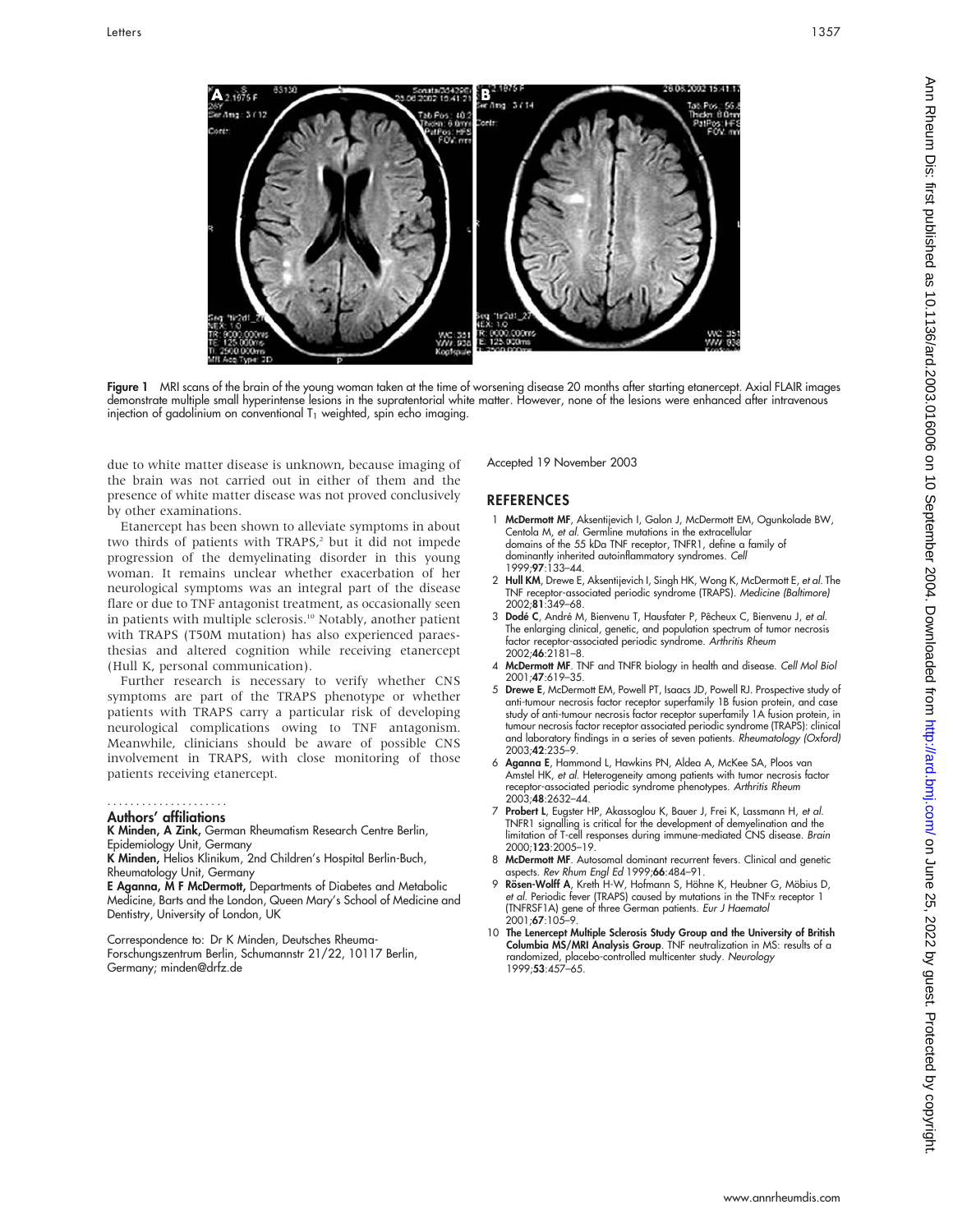Figure 1 MRI scans of the brain of the young woman taken at the time of worsening disease 20 months after starting etanercept. Axial FLAIR images demonstrate multiple small hyperintense lesions in the supratentorial white matter. However, none of the lesions were enhanced after intravenous injection of gadolinium on conventional $T_1$ weighted, spin echo imaging.

due to white matter disease is unknown, because imaging of the brain was not carried out in either of them and the presence of white matter disease was not proved conclusively by other examinations.

Etanercept has been shown to alleviate symptoms in about two thirds of patients with TRAPS,[2] but it did not impede progression of the demyelinating disorder in this young woman. It remains unclear whether exacerbation of her neurological symptoms was an integral part of the disease flare or due to TNF antagonist treatment, as occasionally seen in patients with multiple sclerosis.[10] Notably, another patient with TRAPS (T50M mutation) has also experienced paraesthesias and altered cognition while receiving etanercept (Hull K, personal communication).

Further research is necessary to verify whether CNS symptoms are part of the TRAPS phenotype or whether patients with TRAPS carry a particular risk of developing neurological complications owing to TNF antagonism. Meanwhile, clinicians should be aware of possible CNS involvement in TRAPS, with close monitoring of those patients receiving etanercept.

## Authors' affiliations

**K Minden, A Zink,** German Rheumatism Research Centre Berlin, Epidemiology Unit, Germany
**K Minden,** Helios Klinikum, 2nd Children's Hospital Berlin-Buch, Rheumatology Unit, Germany
**E Aganna, M F McDermott,** Departments of Diabetes and Metabolic Medicine, Barts and the London, Queen Mary's School of Medicine and Dentistry, University of London, UK

Correspondence to: Dr K Minden, Deutsches Rheuma-Forschungszentrum Berlin, Schumannstr 21/22, 10117 Berlin, Germany; minden@drfz.de

Accepted 19 November 2003

## REFERENCES

1. **McDermott MF**, Aksentijevich I, Galon J, McDermott EM, Ogunkolade BW, Centola M, *et al.* Germline mutations in the extracellular domains of the 55 kDa TNF receptor, TNFR1, define a family of dominantly inherited autoinflammatory syndromes. *Cell* 1999;**97**:133–44.
2. **Hull KM**, Drewe E, Aksentijevich I, Singh HK, Wong K, McDermott E, *et al.* The TNF receptor-associated periodic syndrome (TRAPS). *Medicine (Baltimore)* 2002;**81**:349–68.
3. **Dodé C**, André M, Bienvenu T, Hausfater P, Pêcheux C, Bienvenu J, *et al.* The enlarging clinical, genetic, and population spectrum of tumor necrosis factor receptor-associated periodic syndrome. *Arthritis Rheum* 2002;**46**:2181–8.
4. **McDermott MF**. TNF and TNFR biology in health and disease. *Cell Mol Biol* 2001;**47**:619–35.
5. **Drewe E**, McDermott EM, Powell PT, Isaacs JD, Powell RJ. Prospective study of anti-tumour necrosis factor receptor superfamily 1B fusion protein, and case study of anti-tumour necrosis factor receptor superfamily 1A fusion protein, in tumour necrosis factor receptor associated periodic syndrome (TRAPS): clinical and laboratory findings in a series of seven patients. *Rheumatology (Oxford)* 2003;**42**:235–9.
6. **Aganna E**, Hammond L, Hawkins PN, Aldea A, McKee SA, Ploos van Amstel HK, *et al.* Heterogeneity among patients with tumor necrosis factor receptor-associated periodic syndrome phenotypes. *Arthritis Rheum* 2003;**48**:2632–44.
7. **Probert L**, Eugster HP, Akassoglou K, Bauer J, Frei K, Lassmann H, *et al.* TNFR1 signalling is critical for the development of demyelination and the limitation of T-cell responses during immune-mediated CNS disease. *Brain* 2000;**123**:2005–19.
8. **McDermott MF**. Autosomal dominant recurrent fevers. Clinical and genetic aspects. *Rev Rhum Engl Ed* 1999;**66**:484–91.
9. **Rösen-Wolff A**, Kreth H-W, Hofmann S, Höhne K, Heubner G, Möbius D, *et al.* Periodic fever (TRAPS) caused by mutations in the TNF$\alpha$ receptor 1 (TNFRSF1A) gene of three German patients. *Eur J Haematol* 2001;**67**:105–9.
10. **The Lenercept Multiple Sclerosis Study Group and the University of British Columbia MS/MRI Analysis Group**. TNF neutralization in MS: results of a randomized, placebo-controlled multicenter study. *Neurology* 1999;**53**:457–65.